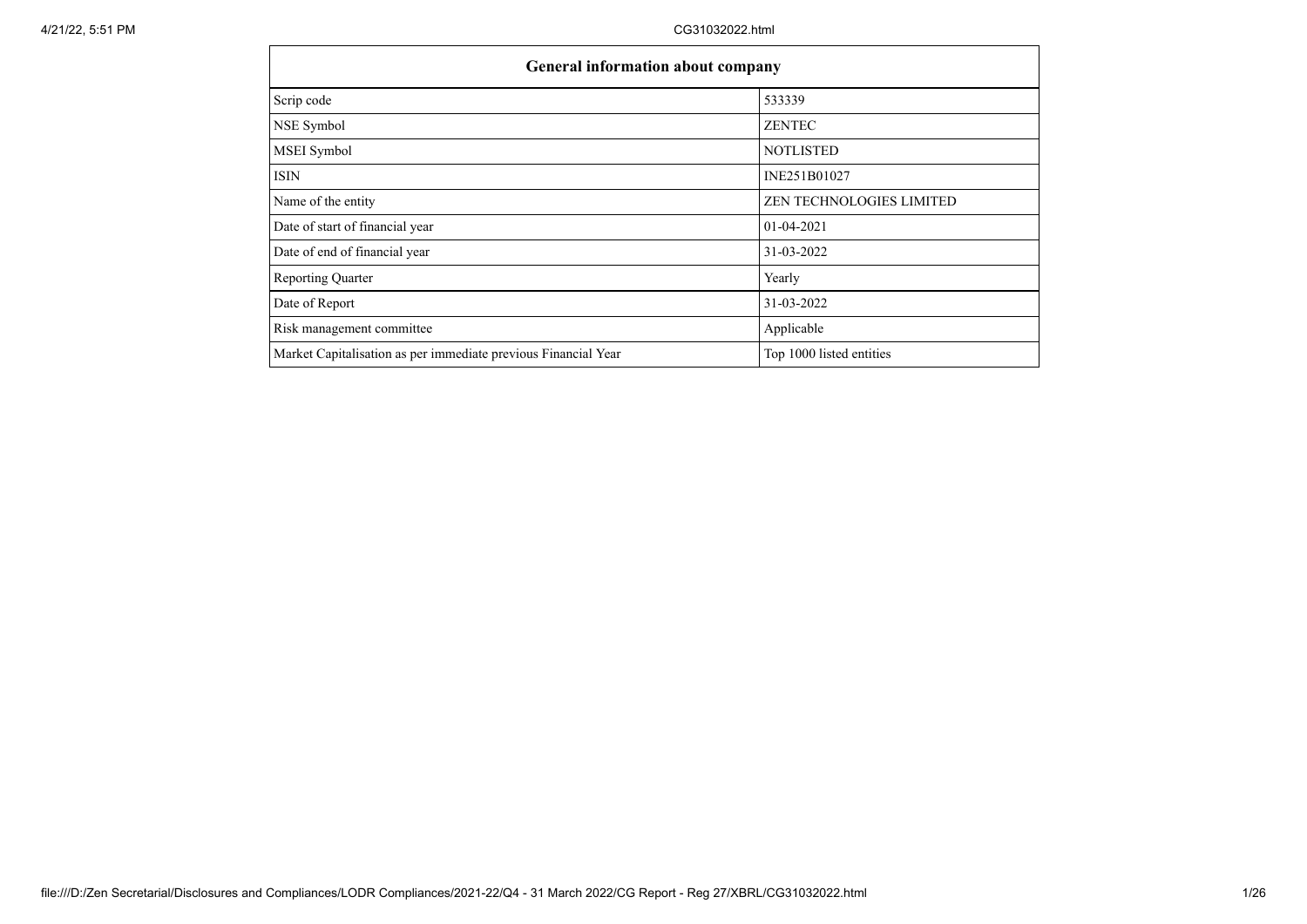| General information about company | |
| --- | --- |
| Scrip code | 533339 |
| NSE Symbol | ZENTEC |
| MSEI Symbol | NOTLISTED |
| ISIN | INE251B01027 |
| Name of the entity | ZEN TECHNOLOGIES LIMITED |
| Date of start of financial year | 01-04-2021 |
| Date of end of financial year | 31-03-2022 |
| Reporting Quarter | Yearly |
| Date of Report | 31-03-2022 |
| Risk management committee | Applicable |
| Market Capitalisation as per immediate previous Financial Year | Top 1000 listed entities |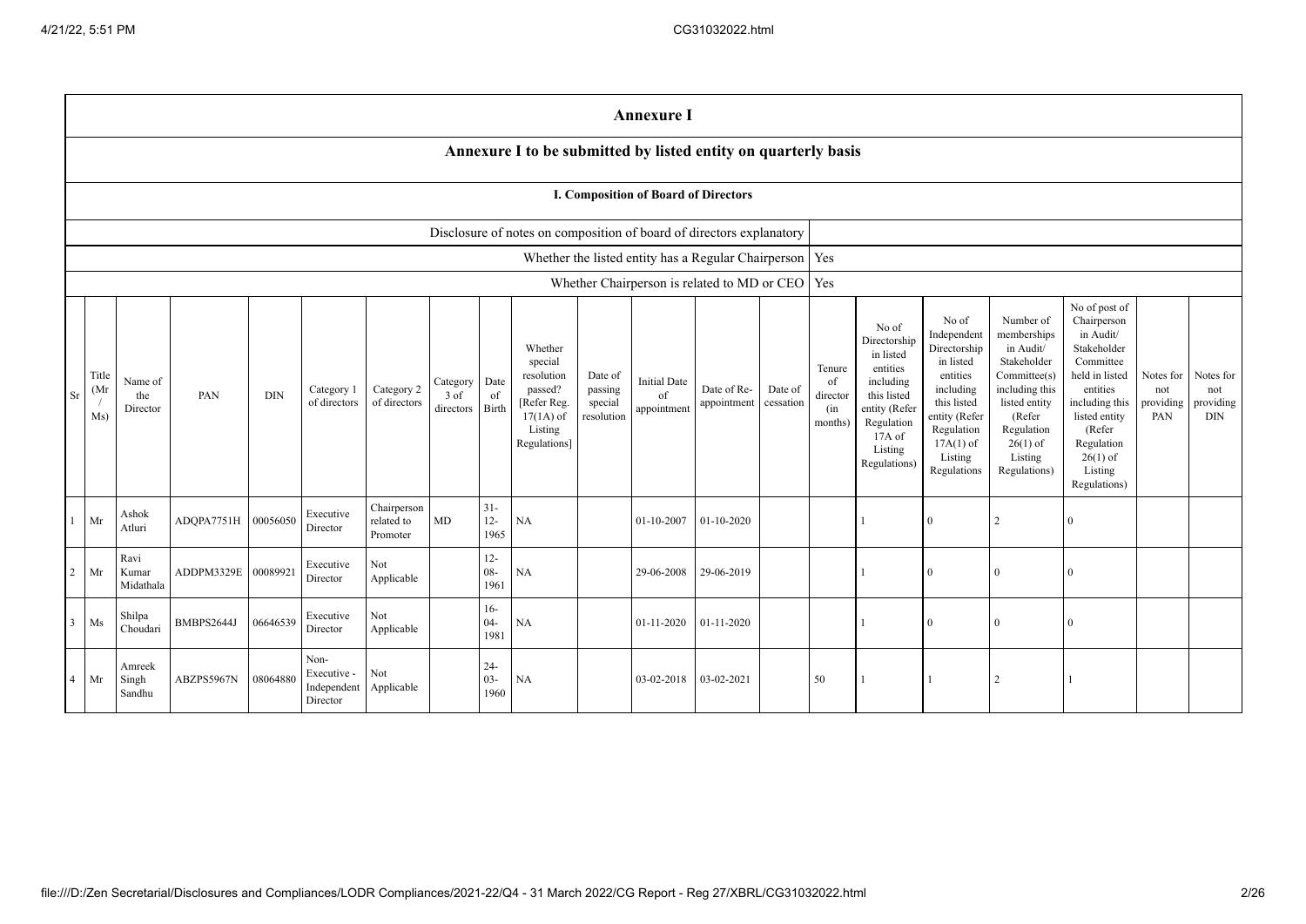# Annexure I

## Annexure I to be submitted by listed entity on quarterly basis

### I. Composition of Board of Directors

| | |
|---|---|
| Disclosure of notes on composition of board of directors explanatory | |
| Whether the listed entity has a Regular Chairperson | Yes |
| Whether Chairperson is related to MD or CEO | Yes |

| Sr | Title (Mr / Ms) | Name of the Director | PAN | DIN | Category 1 of directors | Category 2 of directors | Category 3 of directors | Date of Birth | Whether special resolution passed? [Refer Reg. 17(1A) of Listing Regulations] | Date of passing special resolution | Initial Date of appointment | Date of Re-appointment | Date of cessation | Tenure of director (in months) | No of Directorship in listed entities including this listed entity (Refer Regulation 17A of Listing Regulations) | No of Independent Directorship in listed entities including this listed entity (Refer Regulation 17A(1) of Listing Regulations | Number of memberships in Audit/ Stakeholder Committee(s) including this listed entity (Refer Regulation 26(1) of Listing Regulations) | No of post of Chairperson in Audit/ Stakeholder Committee held in listed entities including this listed entity (Refer Regulation 26(1) of Listing Regulations) | Notes for not providing PAN | Notes for not providing DIN |
|---|---|---|---|---|---|---|---|---|---|---|---|---|---|---|---|---|---|---|---|---|
| 1 | Mr | Ashok Atluri | ADQPA7751H | 00056050 | Executive Director | Chairperson related to Promoter | MD | 31-12-1965 | NA | | 01-10-2007 | 01-10-2020 | | | 1 | 0 | 2 | 0 | | |
| 2 | Mr | Ravi Kumar Midathala | ADDPM3329E | 00089921 | Executive Director | Not Applicable | | 12-08-1961 | NA | | 29-06-2008 | 29-06-2019 | | | 1 | 0 | 0 | 0 | | |
| 3 | Ms | Shilpa Choudari | BMBPS2644J | 06646539 | Executive Director | Not Applicable | | 16-04-1981 | NA | | 01-11-2020 | 01-11-2020 | | | 1 | 0 | 0 | 0 | | |
| 4 | Mr | Amreek Singh Sandhu | ABZPS5967N | 08064880 | Non-Executive - Independent Director | Not Applicable | | 24-03-1960 | NA | | 03-02-2018 | 03-02-2021 | | 50 | 1 | 1 | 2 | 1 | | |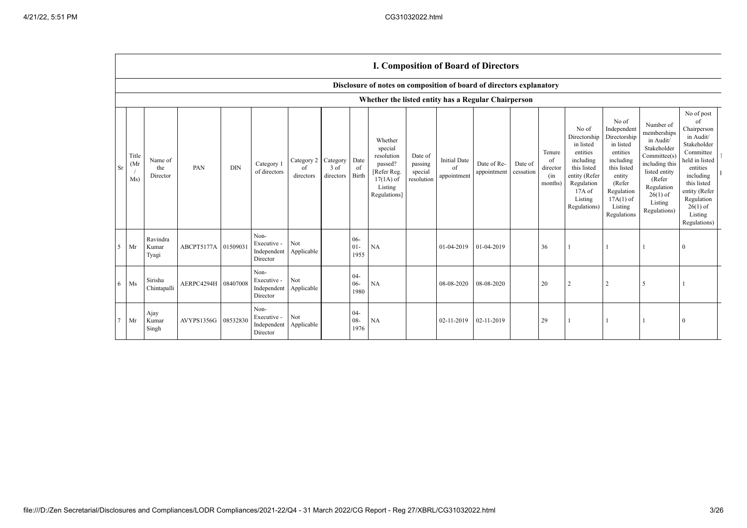## I. Composition of Board of Directors

### Disclosure of notes on composition of board of directors explanatory

### Whether the listed entity has a Regular Chairperson

| Sr | Title (Mr / Ms) | Name of the Director | PAN | DIN | Category 1 of directors | Category 2 of directors | Category 3 of directors | Date of Birth | Whether special resolution passed? [Refer Reg. 17(1A) of Listing Regulations] | Date of passing special resolution | Initial Date of appointment | Date of Re-appointment | Date of cessation | Tenure of director (in months) | No of Directorship in listed entities including this listed entity (Refer Regulation 17A of Listing Regulations) | No of Independent Directorship in listed entities including this listed entity (Refer Regulation 17A(1) of Listing Regulations | Number of memberships in Audit/ Stakeholder Committee(s) including this listed entity (Refer Regulation 26(1) of Listing Regulations) | No of post of Chairperson in Audit/ Stakeholder Committee held in listed entities including this listed entity (Refer Regulation 26(1) of Listing Regulations) |
|---|---|---|---|---|---|---|---|---|---|---|---|---|---|---|---|---|---|---|
| 5 | Mr | Ravindra Kumar Tyagi | ABCPT5177A | 01509031 | Non-Executive - Independent Director | Not Applicable | | 06-01-1955 | NA | | 01-04-2019 | 01-04-2019 | | 36 | 1 | 1 | 1 | 0 |
| 6 | Ms | Sirisha Chintapalli | AERPC4294H | 08407008 | Non-Executive - Independent Director | Not Applicable | | 04-06-1980 | NA | | 08-08-2020 | 08-08-2020 | | 20 | 2 | 2 | 5 | 1 |
| 7 | Mr | Ajay Kumar Singh | AVYPS1356G | 08532830 | Non-Executive - Independent Director | Not Applicable | | 04-08-1976 | NA | | 02-11-2019 | 02-11-2019 | | 29 | 1 | 1 | 1 | 0 |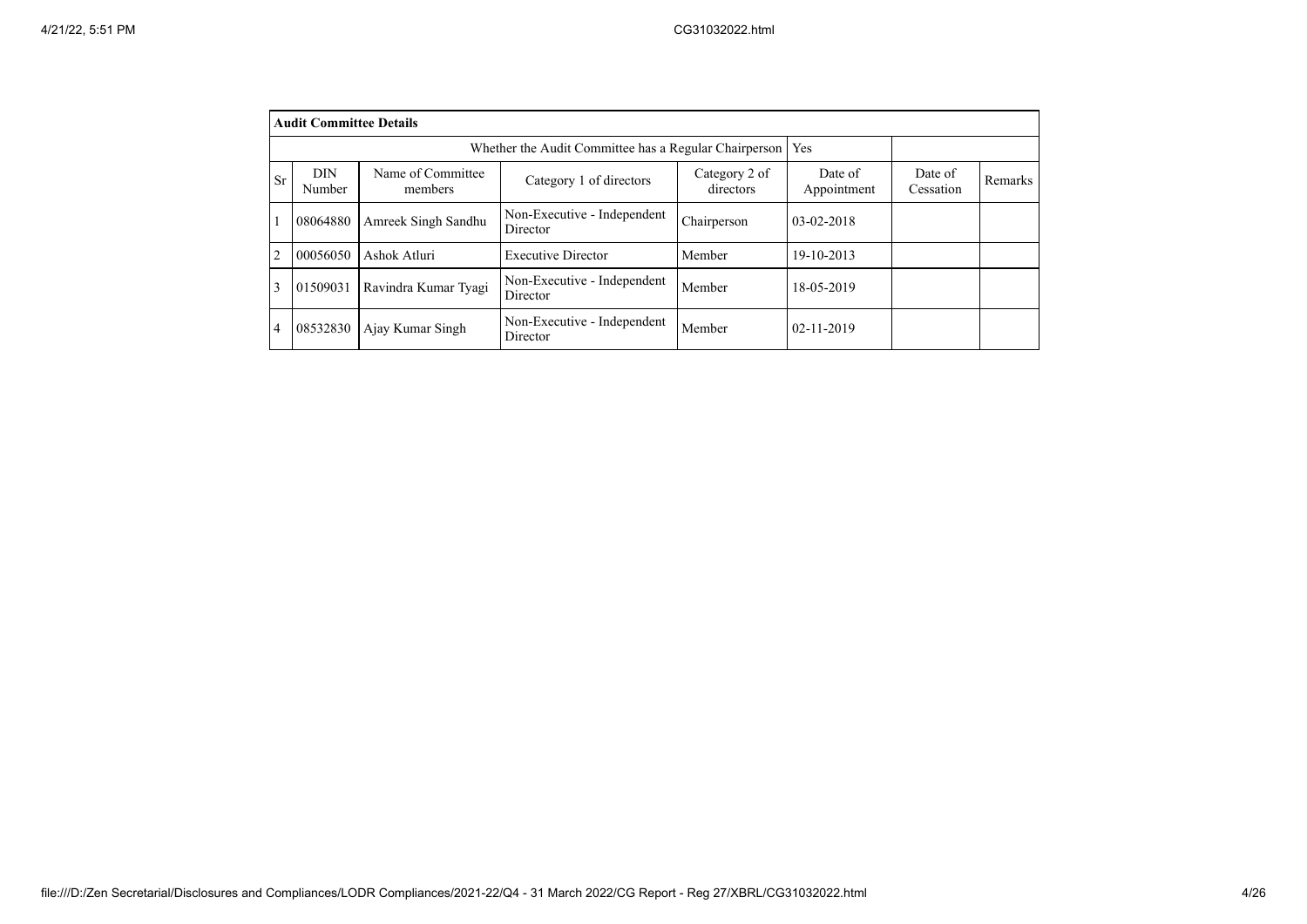| **Audit Committee Details** | | | | | | | |
|---|---|---|---|---|---|---|---|
| Whether the Audit Committee has a Regular Chairperson | | | | | Yes | | |
| Sr | DIN Number | Name of Committee members | Category 1 of directors | Category 2 of directors | Date of Appointment | Date of Cessation | Remarks |
| 1 | 08064880 | Amreek Singh Sandhu | Non-Executive - Independent Director | Chairperson | 03-02-2018 | | |
| 2 | 00056050 | Ashok Atluri | Executive Director | Member | 19-10-2013 | | |
| 3 | 01509031 | Ravindra Kumar Tyagi | Non-Executive - Independent Director | Member | 18-05-2019 | | |
| 4 | 08532830 | Ajay Kumar Singh | Non-Executive - Independent Director | Member | 02-11-2019 | | |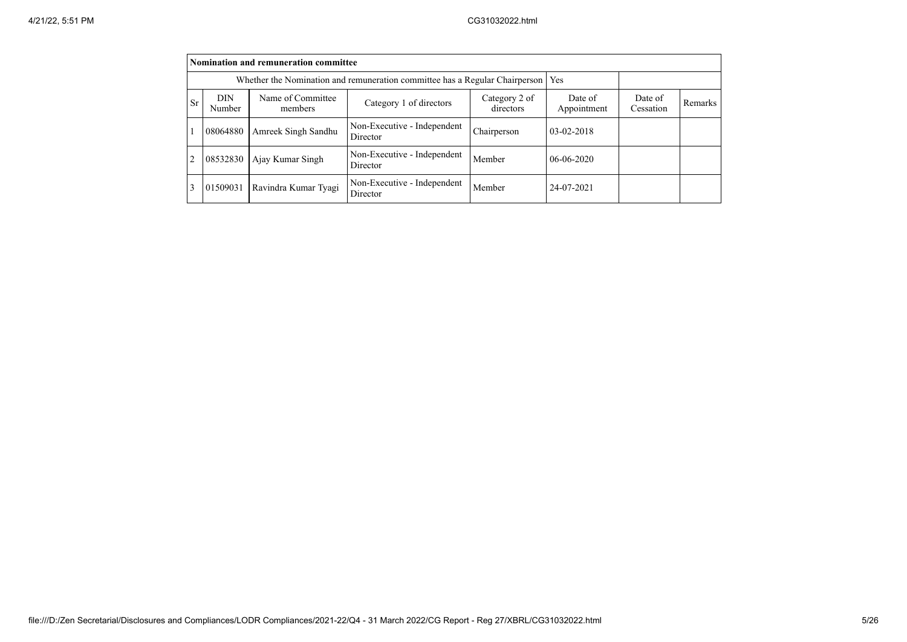| Nomination and remuneration committee | | | | | | | |
|---|---|---|---|---|---|---|---|
| Whether the Nomination and remuneration committee has a Regular Chairperson | | | | | Yes | | |
| Sr | DIN Number | Name of Committee members | Category 1 of directors | Category 2 of directors | Date of Appointment | Date of Cessation | Remarks |
| 1 | 08064880 | Amreek Singh Sandhu | Non-Executive - Independent Director | Chairperson | 03-02-2018 | | |
| 2 | 08532830 | Ajay Kumar Singh | Non-Executive - Independent Director | Member | 06-06-2020 | | |
| 3 | 01509031 | Ravindra Kumar Tyagi | Non-Executive - Independent Director | Member | 24-07-2021 | | |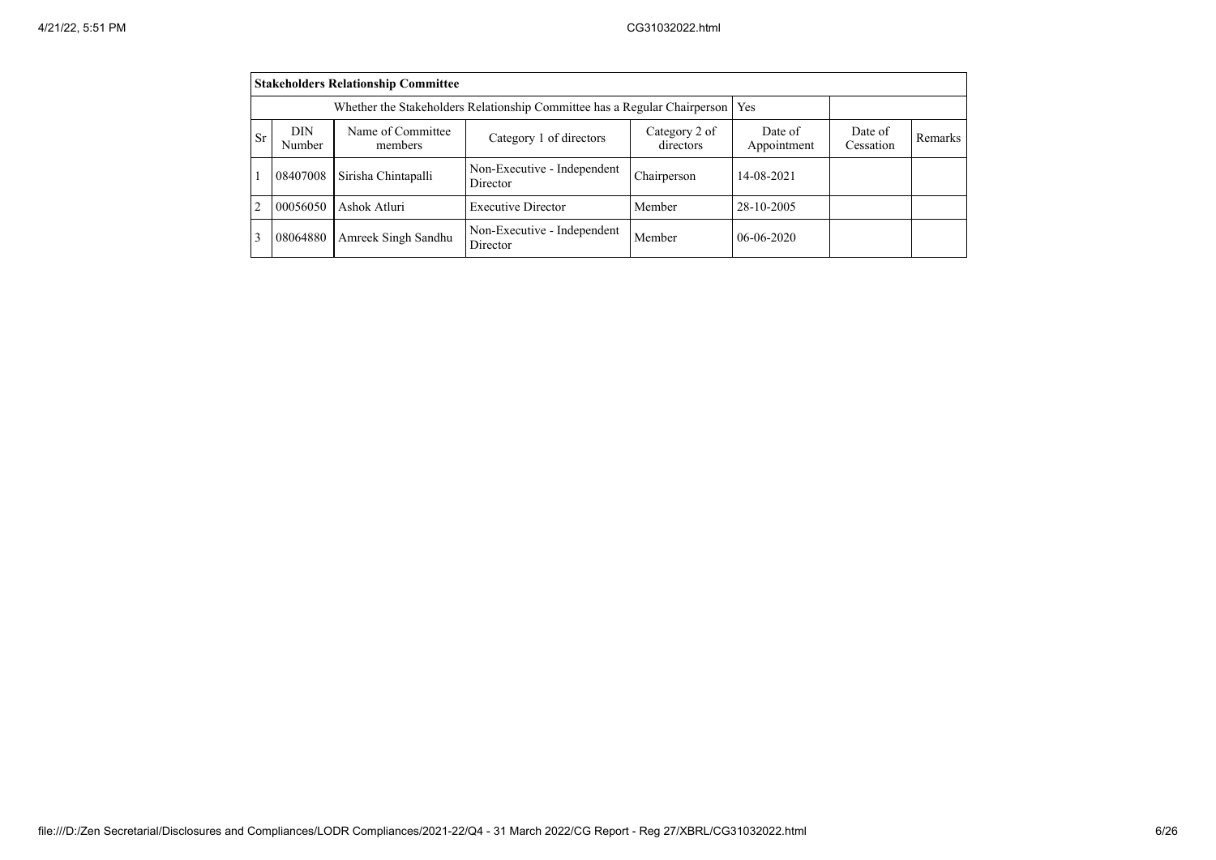| **Stakeholders Relationship Committee** | | | | | | | |
|---|---|---|---|---|---|---|---|
| Whether the Stakeholders Relationship Committee has a Regular Chairperson | | | | | Yes | | |
| Sr | DIN Number | Name of Committee members | Category 1 of directors | Category 2 of directors | Date of Appointment | Date of Cessation | Remarks |
| 1 | 08407008 | Sirisha Chintapalli | Non-Executive - Independent Director | Chairperson | 14-08-2021 | | |
| 2 | 00056050 | Ashok Atluri | Executive Director | Member | 28-10-2005 | | |
| 3 | 08064880 | Amreek Singh Sandhu | Non-Executive - Independent Director | Member | 06-06-2020 | | |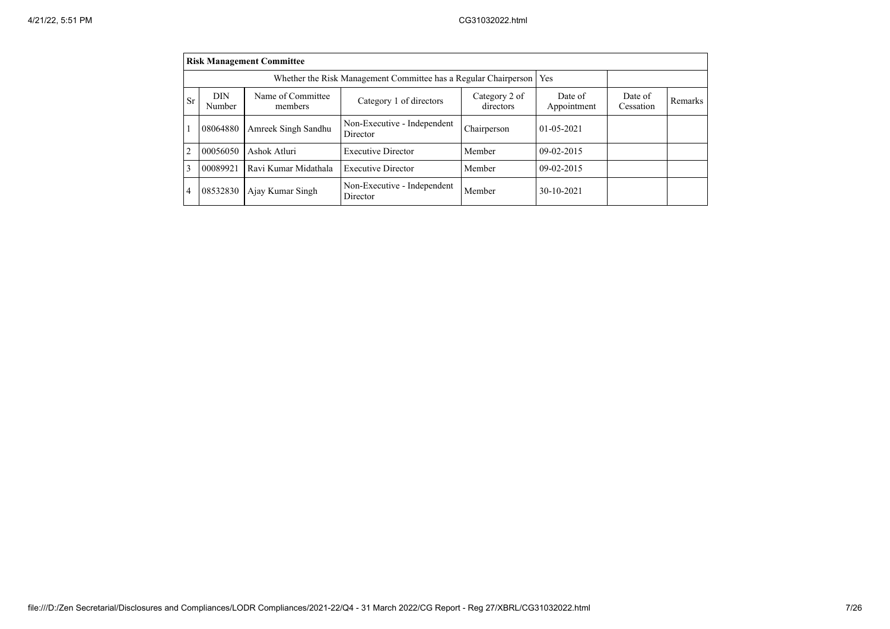| Risk Management Committee | | | | | | | |
|---|---|---|---|---|---|---|---|
| Whether the Risk Management Committee has a Regular Chairperson | | | | | Yes | | |
| Sr | DIN Number | Name of Committee members | Category 1 of directors | Category 2 of directors | Date of Appointment | Date of Cessation | Remarks |
| 1 | 08064880 | Amreek Singh Sandhu | Non-Executive - Independent Director | Chairperson | 01-05-2021 | | |
| 2 | 00056050 | Ashok Atluri | Executive Director | Member | 09-02-2015 | | |
| 3 | 00089921 | Ravi Kumar Midathala | Executive Director | Member | 09-02-2015 | | |
| 4 | 08532830 | Ajay Kumar Singh | Non-Executive - Independent Director | Member | 30-10-2021 | | |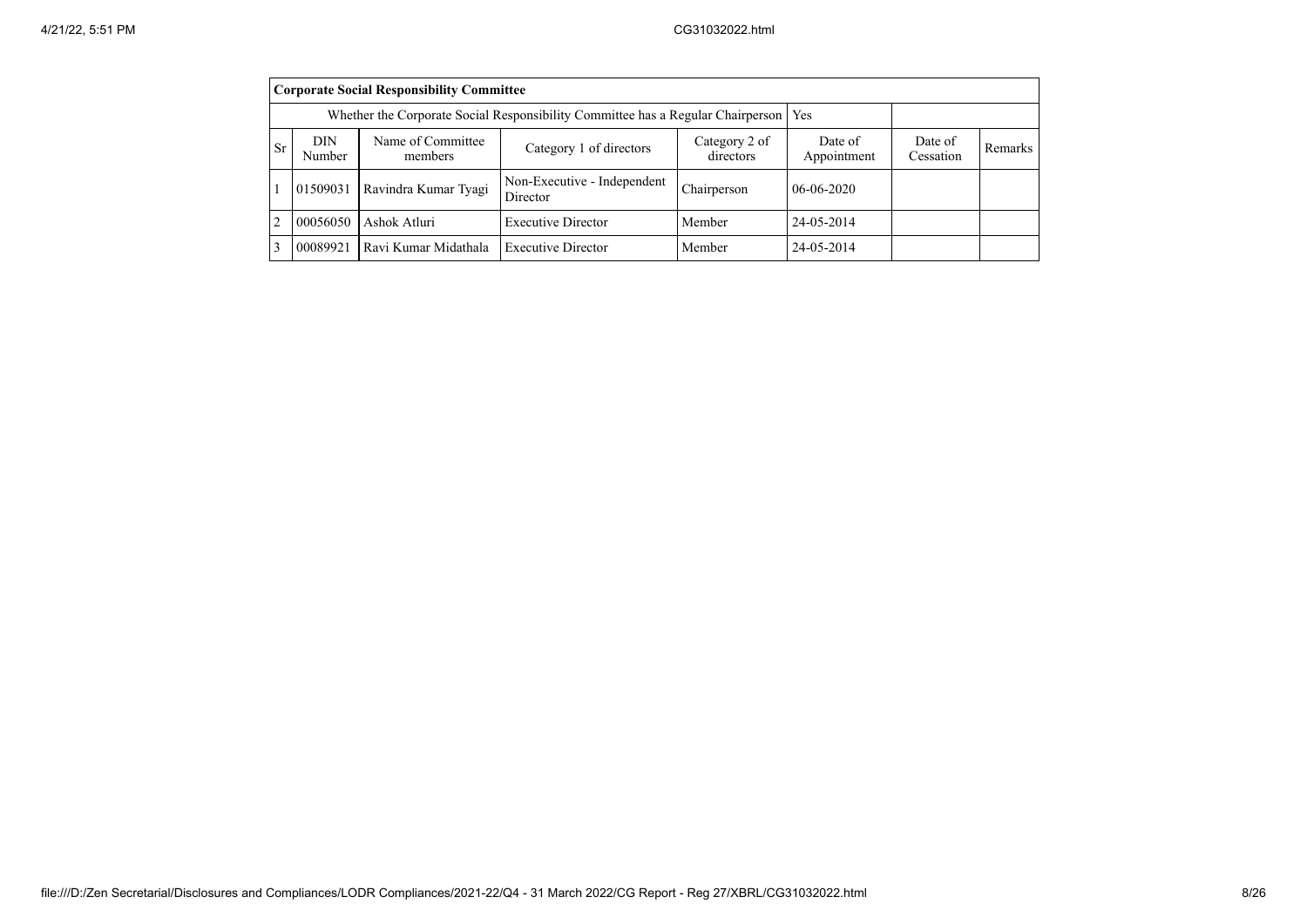| **Corporate Social Responsibility Committee** | | | | | | | |
|---|---|---|---|---|---|---|---|
| Whether the Corporate Social Responsibility Committee has a Regular Chairperson | | | | | Yes | | |
| Sr | DIN Number | Name of Committee members | Category 1 of directors | Category 2 of directors | Date of Appointment | Date of Cessation | Remarks |
| 1 | 01509031 | Ravindra Kumar Tyagi | Non-Executive - Independent Director | Chairperson | 06-06-2020 | | |
| 2 | 00056050 | Ashok Atluri | Executive Director | Member | 24-05-2014 | | |
| 3 | 00089921 | Ravi Kumar Midathala | Executive Director | Member | 24-05-2014 | | |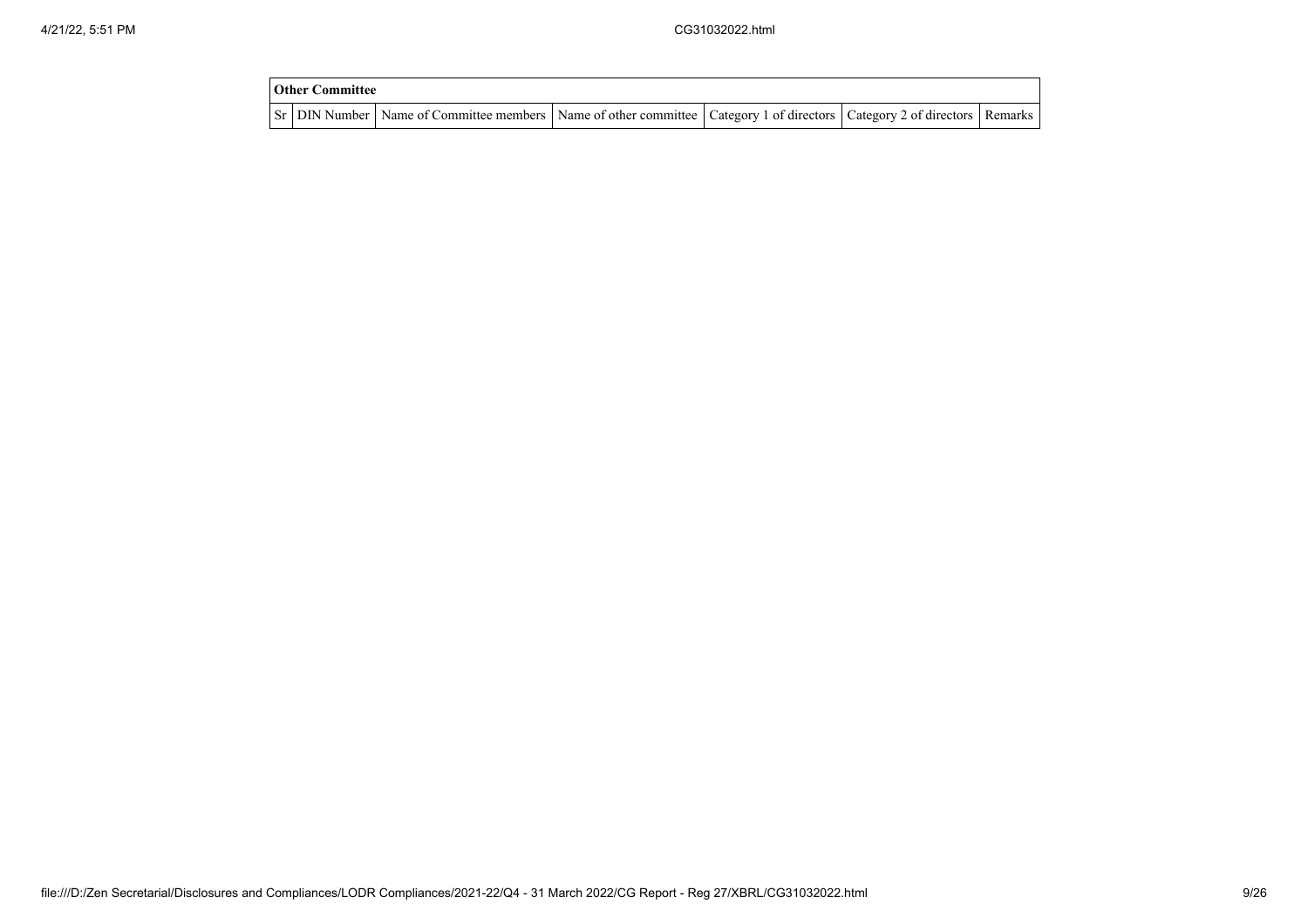| Other Committee | | | | | | |
|---|---|---|---|---|---|---|
| Sr | DIN Number | Name of Committee members | Name of other committee | Category 1 of directors | Category 2 of directors | Remarks |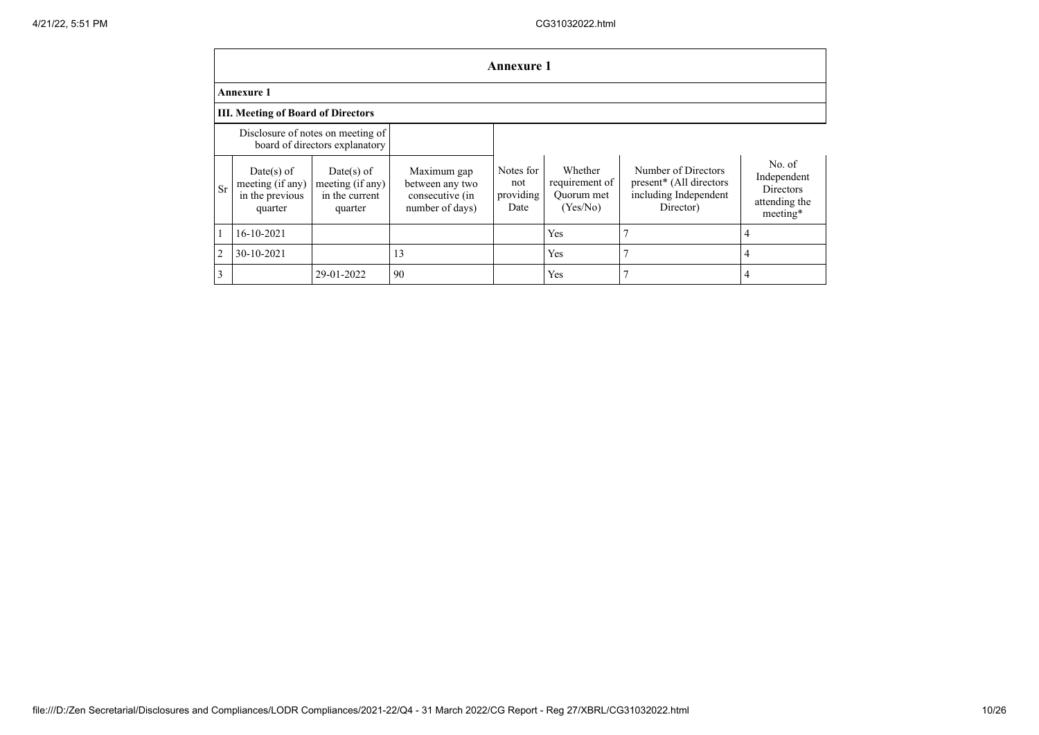## Annexure 1

### Annexure 1

### III. Meeting of Board of Directors

| Disclosure of notes on meeting of board of directors explanatory | | | | | | | |
|---|---|---|---|---|---|---|---|
| Sr | Date(s) of meeting (if any) in the previous quarter | Date(s) of meeting (if any) in the current quarter | Maximum gap between any two consecutive (in number of days) | Notes for not providing Date | Whether requirement of Quorum met (Yes/No) | Number of Directors present* (All directors including Independent Director) | No. of Independent Directors attending the meeting* |
| 1 | 16-10-2021 | | | | Yes | 7 | 4 |
| 2 | 30-10-2021 | | 13 | | Yes | 7 | 4 |
| 3 | | 29-01-2022 | 90 | | Yes | 7 | 4 |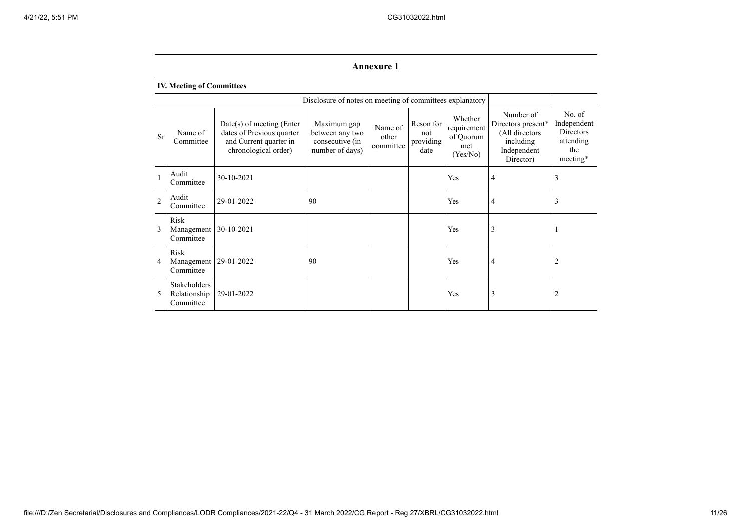## Annexure 1

### IV. Meeting of Committees

Disclosure of notes on meeting of committees explanatory

| Sr | Name of Committee | Date(s) of meeting (Enter dates of Previous quarter and Current quarter in chronological order) | Maximum gap between any two consecutive (in number of days) | Name of other committee | Reson for not providing date | Whether requirement of Quorum met (Yes/No) | Number of Directors present* (All directors including Independent Director) | No. of Independent Directors attending the meeting* |
|---|---|---|---|---|---|---|---|---|
| 1 | Audit Committee | 30-10-2021 | | | | Yes | 4 | 3 |
| 2 | Audit Committee | 29-01-2022 | 90 | | | Yes | 4 | 3 |
| 3 | Risk Management Committee | 30-10-2021 | | | | Yes | 3 | 1 |
| 4 | Risk Management Committee | 29-01-2022 | 90 | | | Yes | 4 | 2 |
| 5 | Stakeholders Relationship Committee | 29-01-2022 | | | | Yes | 3 | 2 |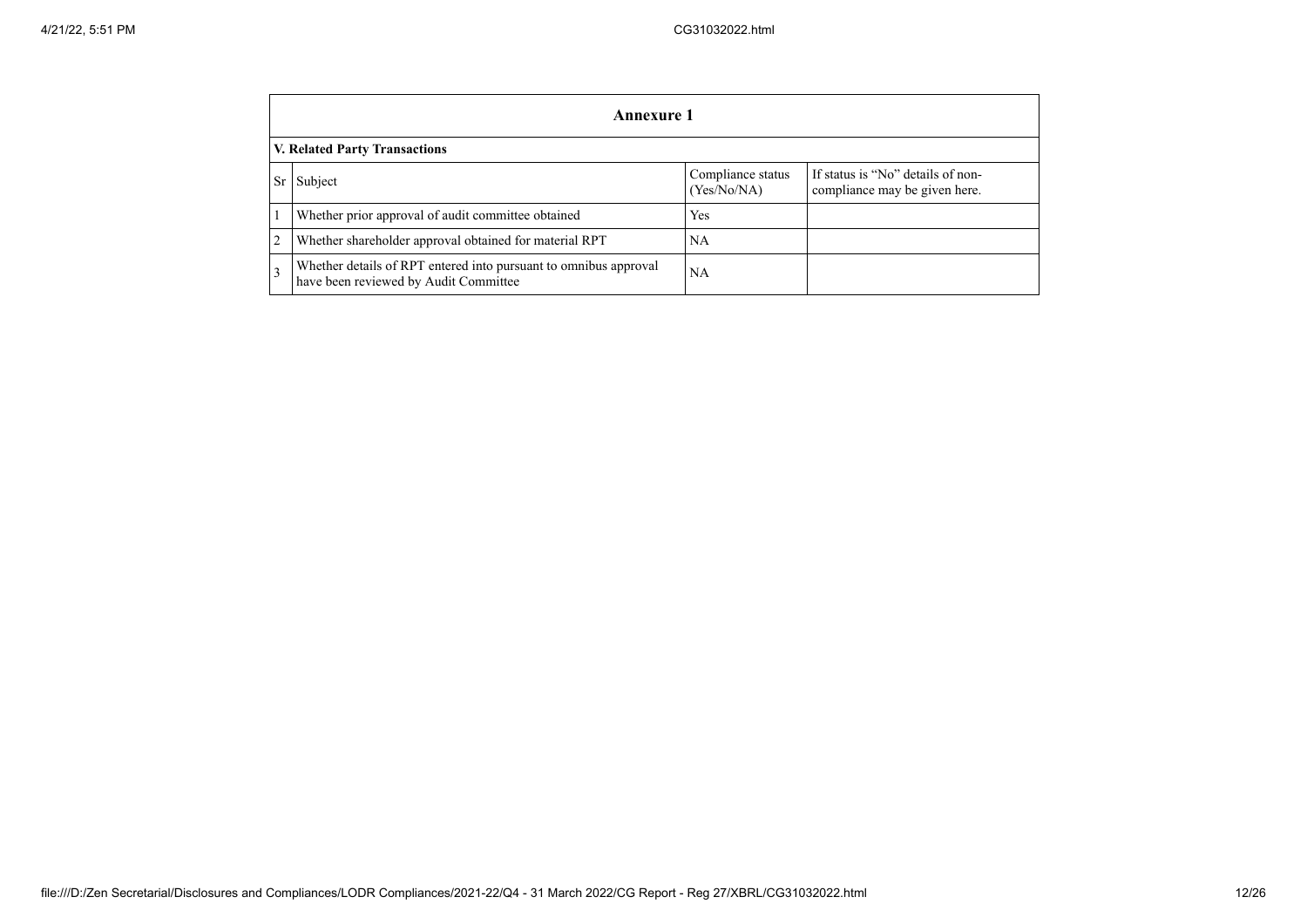## Annexure 1

### V. Related Party Transactions

| Sr | Subject | Compliance status (Yes/No/NA) | If status is "No" details of non-compliance may be given here. |
|---|---|---|---|
| 1 | Whether prior approval of audit committee obtained | Yes | |
| 2 | Whether shareholder approval obtained for material RPT | NA | |
| 3 | Whether details of RPT entered into pursuant to omnibus approval have been reviewed by Audit Committee | NA | |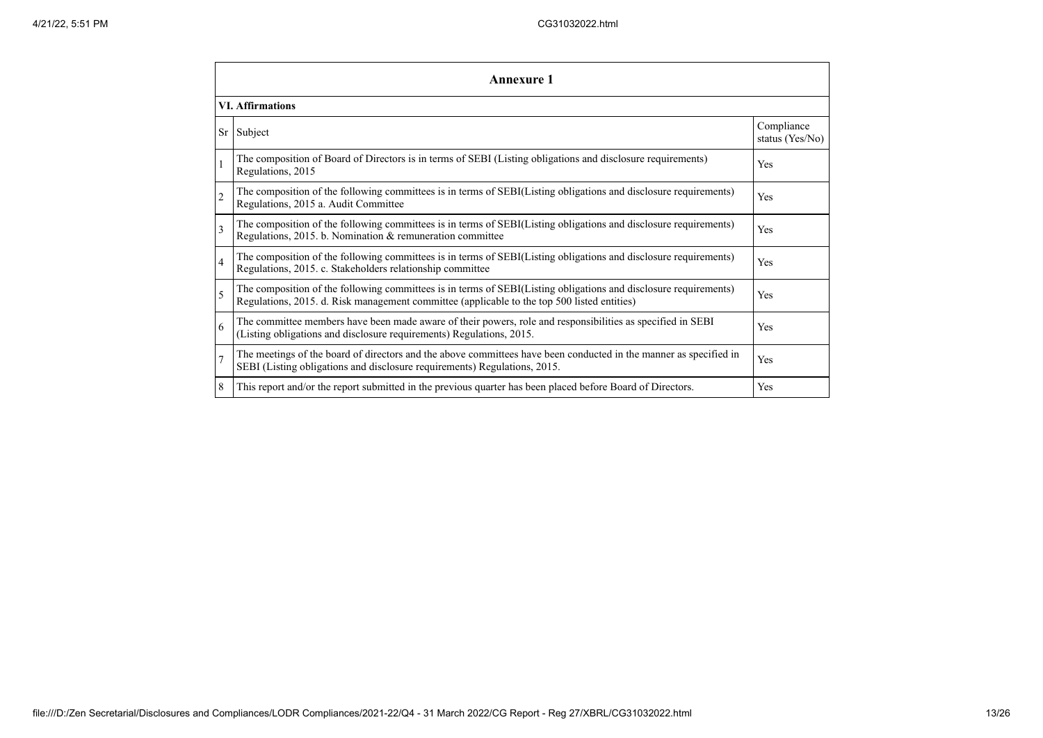## Annexure 1

### VI. Affirmations

| Sr | Subject | Compliance status (Yes/No) |
|---|---|---|
| 1 | The composition of Board of Directors is in terms of SEBI (Listing obligations and disclosure requirements) Regulations, 2015 | Yes |
| 2 | The composition of the following committees is in terms of SEBI(Listing obligations and disclosure requirements) Regulations, 2015 a. Audit Committee | Yes |
| 3 | The composition of the following committees is in terms of SEBI(Listing obligations and disclosure requirements) Regulations, 2015. b. Nomination & remuneration committee | Yes |
| 4 | The composition of the following committees is in terms of SEBI(Listing obligations and disclosure requirements) Regulations, 2015. c. Stakeholders relationship committee | Yes |
| 5 | The composition of the following committees is in terms of SEBI(Listing obligations and disclosure requirements) Regulations, 2015. d. Risk management committee (applicable to the top 500 listed entities) | Yes |
| 6 | The committee members have been made aware of their powers, role and responsibilities as specified in SEBI (Listing obligations and disclosure requirements) Regulations, 2015. | Yes |
| 7 | The meetings of the board of directors and the above committees have been conducted in the manner as specified in SEBI (Listing obligations and disclosure requirements) Regulations, 2015. | Yes |
| 8 | This report and/or the report submitted in the previous quarter has been placed before Board of Directors. | Yes |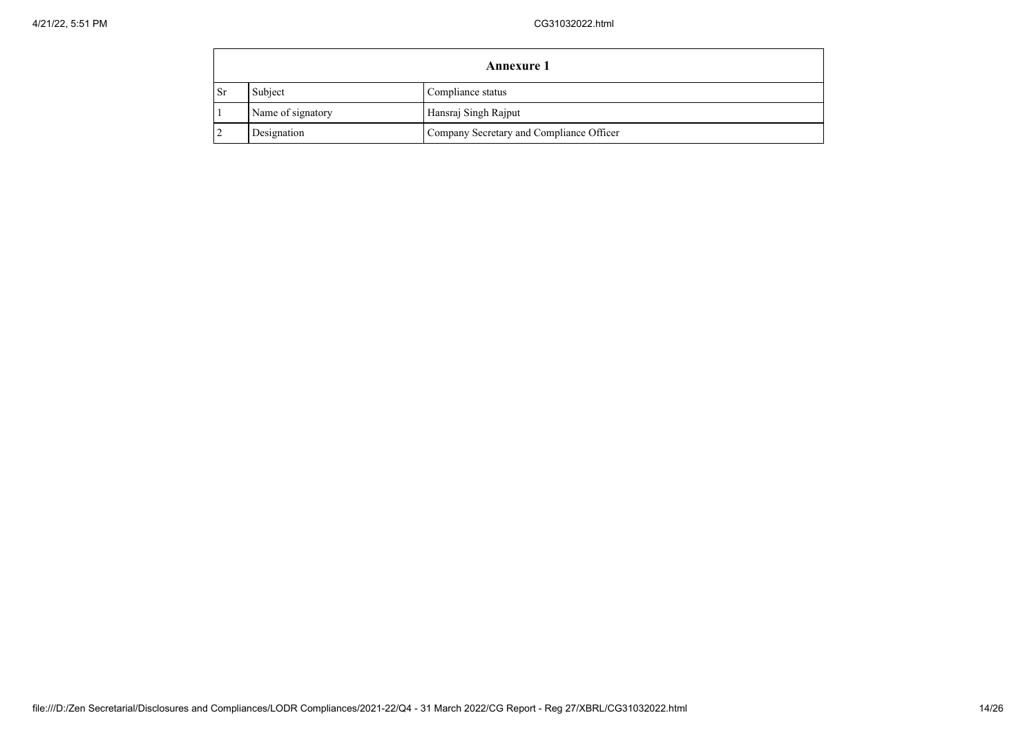| Annexure 1 | | |
|---|---|---|
| Sr | Subject | Compliance status |
| 1 | Name of signatory | Hansraj Singh Rajput |
| 2 | Designation | Company Secretary and Compliance Officer |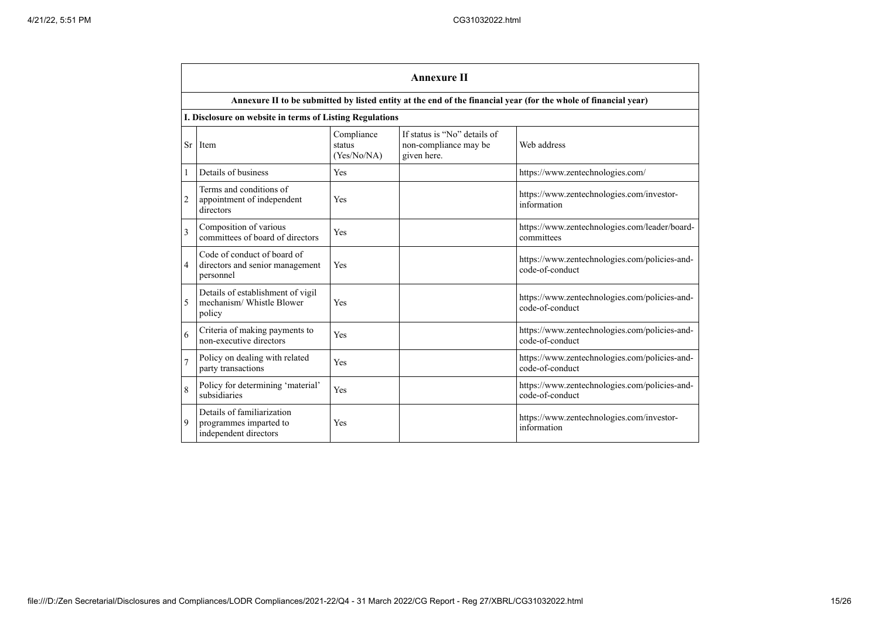## Annexure II

**Annexure II to be submitted by listed entity at the end of the financial year (for the whole of financial year)**

**I. Disclosure on website in terms of Listing Regulations**

| Sr | Item | Compliance status (Yes/No/NA) | If status is "No" details of non-compliance may be given here. | Web address |
|---|---|---|---|---|
| 1 | Details of business | Yes | | https://www.zentechnologies.com/ |
| 2 | Terms and conditions of appointment of independent directors | Yes | | https://www.zentechnologies.com/investor-information |
| 3 | Composition of various committees of board of directors | Yes | | https://www.zentechnologies.com/leader/board-committees |
| 4 | Code of conduct of board of directors and senior management personnel | Yes | | https://www.zentechnologies.com/policies-and-code-of-conduct |
| 5 | Details of establishment of vigil mechanism/ Whistle Blower policy | Yes | | https://www.zentechnologies.com/policies-and-code-of-conduct |
| 6 | Criteria of making payments to non-executive directors | Yes | | https://www.zentechnologies.com/policies-and-code-of-conduct |
| 7 | Policy on dealing with related party transactions | Yes | | https://www.zentechnologies.com/policies-and-code-of-conduct |
| 8 | Policy for determining 'material' subsidiaries | Yes | | https://www.zentechnologies.com/policies-and-code-of-conduct |
| 9 | Details of familiarization programmes imparted to independent directors | Yes | | https://www.zentechnologies.com/investor-information |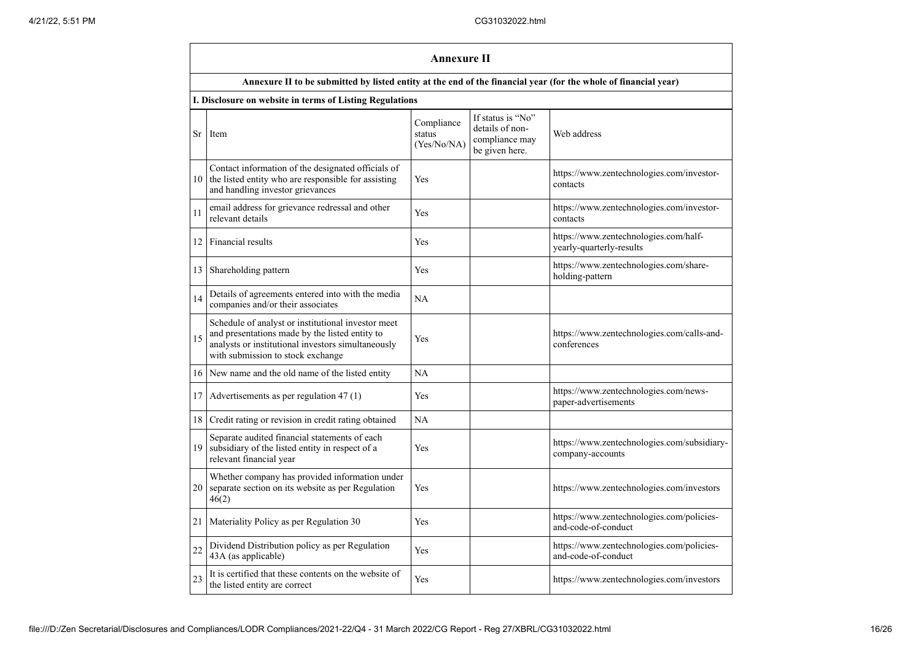## Annexure II

**Annexure II to be submitted by listed entity at the end of the financial year (for the whole of financial year)**

**I. Disclosure on website in terms of Listing Regulations**

| Sr | Item | Compliance status (Yes/No/NA) | If status is "No" details of non-compliance may be given here. | Web address |
|---|---|---|---|---|
| 10 | Contact information of the designated officials of the listed entity who are responsible for assisting and handling investor grievances | Yes | | https://www.zentechnologies.com/investor-contacts |
| 11 | email address for grievance redressal and other relevant details | Yes | | https://www.zentechnologies.com/investor-contacts |
| 12 | Financial results | Yes | | https://www.zentechnologies.com/half-yearly-quarterly-results |
| 13 | Shareholding pattern | Yes | | https://www.zentechnologies.com/share-holding-pattern |
| 14 | Details of agreements entered into with the media companies and/or their associates | NA | | |
| 15 | Schedule of analyst or institutional investor meet and presentations made by the listed entity to analysts or institutional investors simultaneously with submission to stock exchange | Yes | | https://www.zentechnologies.com/calls-and-conferences |
| 16 | New name and the old name of the listed entity | NA | | |
| 17 | Advertisements as per regulation 47 (1) | Yes | | https://www.zentechnologies.com/news-paper-advertisements |
| 18 | Credit rating or revision in credit rating obtained | NA | | |
| 19 | Separate audited financial statements of each subsidiary of the listed entity in respect of a relevant financial year | Yes | | https://www.zentechnologies.com/subsidiary-company-accounts |
| 20 | Whether company has provided information under separate section on its website as per Regulation 46(2) | Yes | | https://www.zentechnologies.com/investors |
| 21 | Materiality Policy as per Regulation 30 | Yes | | https://www.zentechnologies.com/policies-and-code-of-conduct |
| 22 | Dividend Distribution policy as per Regulation 43A (as applicable) | Yes | | https://www.zentechnologies.com/policies-and-code-of-conduct |
| 23 | It is certified that these contents on the website of the listed entity are correct | Yes | | https://www.zentechnologies.com/investors |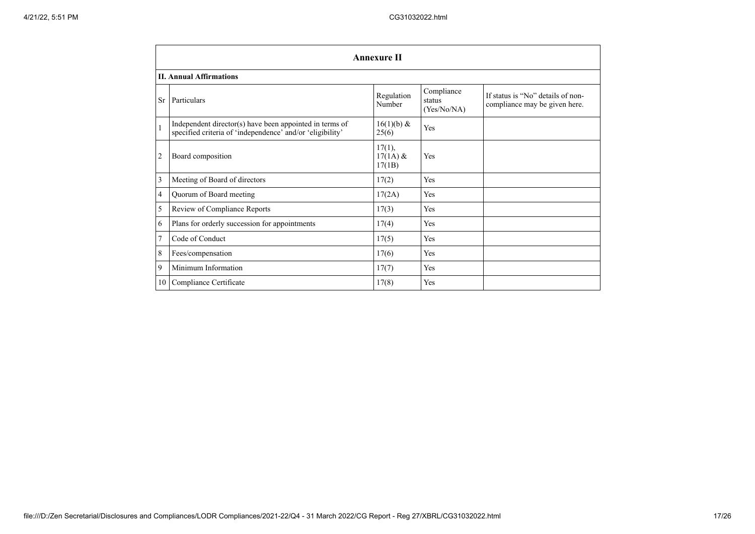## Annexure II

### II. Annual Affirmations

| Sr | Particulars | Regulation Number | Compliance status (Yes/No/NA) | If status is "No" details of non-compliance may be given here. |
|---|---|---|---|---|
| 1 | Independent director(s) have been appointed in terms of specified criteria of 'independence' and/or 'eligibility' | 16(1)(b) & 25(6) | Yes | |
| 2 | Board composition | 17(1), 17(1A) & 17(1B) | Yes | |
| 3 | Meeting of Board of directors | 17(2) | Yes | |
| 4 | Quorum of Board meeting | 17(2A) | Yes | |
| 5 | Review of Compliance Reports | 17(3) | Yes | |
| 6 | Plans for orderly succession for appointments | 17(4) | Yes | |
| 7 | Code of Conduct | 17(5) | Yes | |
| 8 | Fees/compensation | 17(6) | Yes | |
| 9 | Minimum Information | 17(7) | Yes | |
| 10 | Compliance Certificate | 17(8) | Yes | |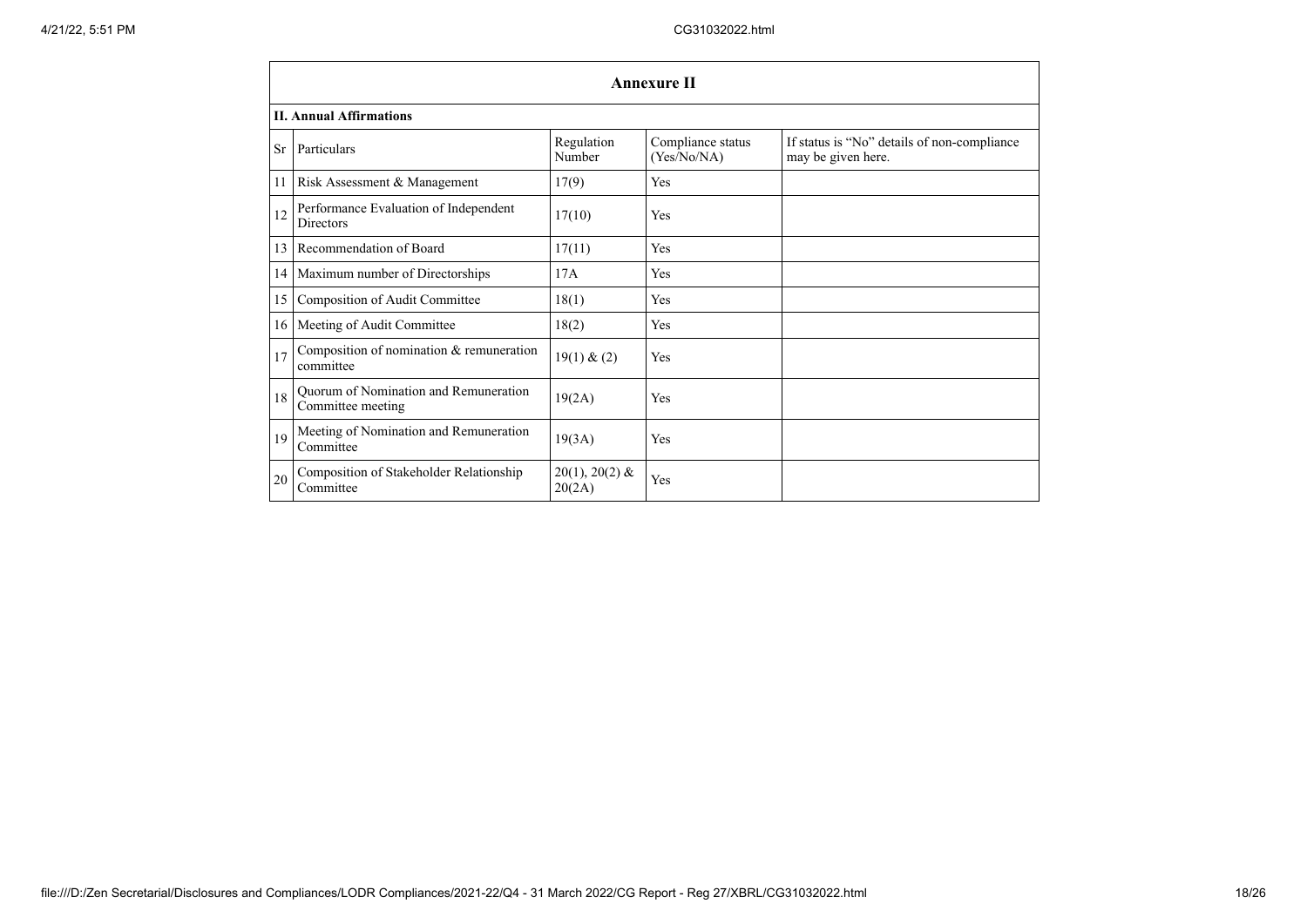## Annexure II

### II. Annual Affirmations

| Sr | Particulars | Regulation Number | Compliance status (Yes/No/NA) | If status is "No" details of non-compliance may be given here. |
|---|---|---|---|---|
| 11 | Risk Assessment & Management | 17(9) | Yes | |
| 12 | Performance Evaluation of Independent Directors | 17(10) | Yes | |
| 13 | Recommendation of Board | 17(11) | Yes | |
| 14 | Maximum number of Directorships | 17A | Yes | |
| 15 | Composition of Audit Committee | 18(1) | Yes | |
| 16 | Meeting of Audit Committee | 18(2) | Yes | |
| 17 | Composition of nomination & remuneration committee | 19(1) & (2) | Yes | |
| 18 | Quorum of Nomination and Remuneration Committee meeting | 19(2A) | Yes | |
| 19 | Meeting of Nomination and Remuneration Committee | 19(3A) | Yes | |
| 20 | Composition of Stakeholder Relationship Committee | 20(1), 20(2) & 20(2A) | Yes | |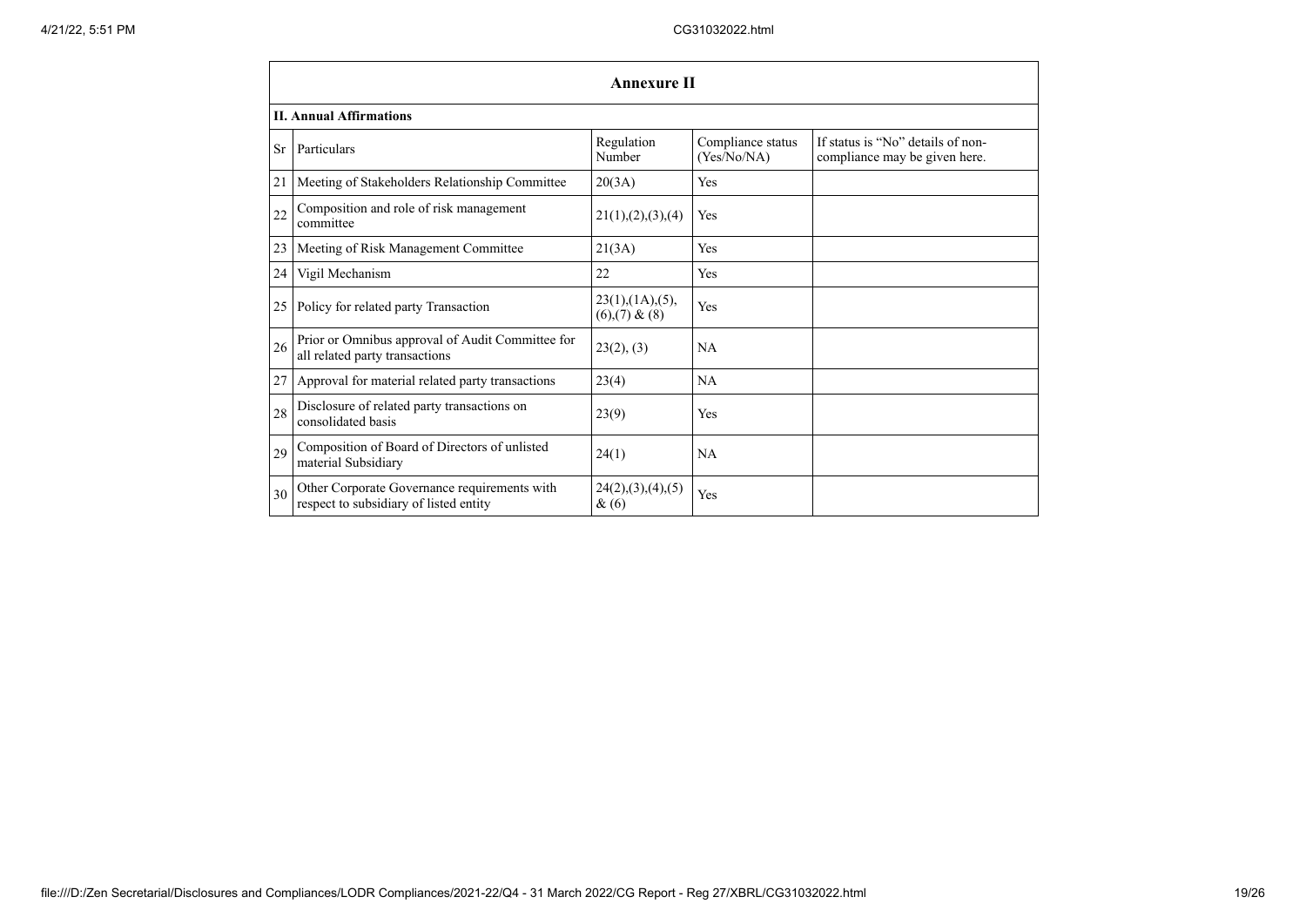## Annexure II

### II. Annual Affirmations

| Sr | Particulars | Regulation Number | Compliance status (Yes/No/NA) | If status is "No" details of non-compliance may be given here. |
|---|---|---|---|---|
| 21 | Meeting of Stakeholders Relationship Committee | 20(3A) | Yes | |
| 22 | Composition and role of risk management committee | 21(1),(2),(3),(4) | Yes | |
| 23 | Meeting of Risk Management Committee | 21(3A) | Yes | |
| 24 | Vigil Mechanism | 22 | Yes | |
| 25 | Policy for related party Transaction | 23(1),(1A),(5),(6),(7) & (8) | Yes | |
| 26 | Prior or Omnibus approval of Audit Committee for all related party transactions | 23(2), (3) | NA | |
| 27 | Approval for material related party transactions | 23(4) | NA | |
| 28 | Disclosure of related party transactions on consolidated basis | 23(9) | Yes | |
| 29 | Composition of Board of Directors of unlisted material Subsidiary | 24(1) | NA | |
| 30 | Other Corporate Governance requirements with respect to subsidiary of listed entity | 24(2),(3),(4),(5) & (6) | Yes | |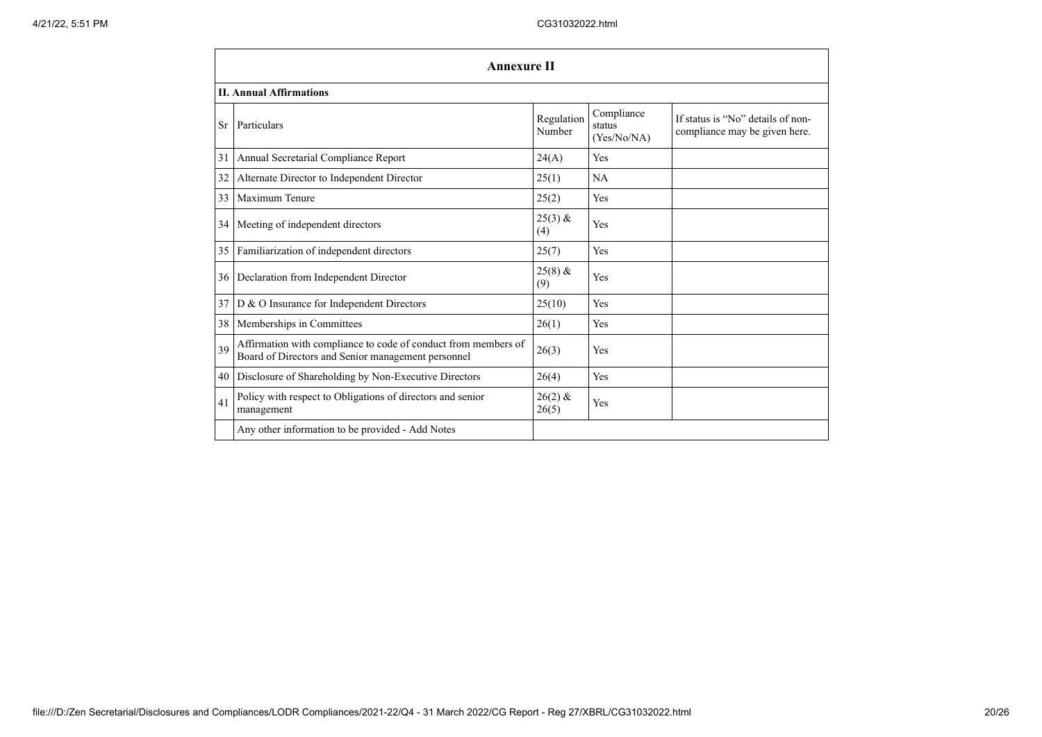## Annexure II

### II. Annual Affirmations

| Sr | Particulars | Regulation Number | Compliance status (Yes/No/NA) | If status is "No" details of non-compliance may be given here. |
|---|---|---|---|---|
| 31 | Annual Secretarial Compliance Report | 24(A) | Yes | |
| 32 | Alternate Director to Independent Director | 25(1) | NA | |
| 33 | Maximum Tenure | 25(2) | Yes | |
| 34 | Meeting of independent directors | 25(3) & (4) | Yes | |
| 35 | Familiarization of independent directors | 25(7) | Yes | |
| 36 | Declaration from Independent Director | 25(8) & (9) | Yes | |
| 37 | D & O Insurance for Independent Directors | 25(10) | Yes | |
| 38 | Memberships in Committees | 26(1) | Yes | |
| 39 | Affirmation with compliance to code of conduct from members of Board of Directors and Senior management personnel | 26(3) | Yes | |
| 40 | Disclosure of Shareholding by Non-Executive Directors | 26(4) | Yes | |
| 41 | Policy with respect to Obligations of directors and senior management | 26(2) & 26(5) | Yes | |
| | Any other information to be provided - Add Notes | | | |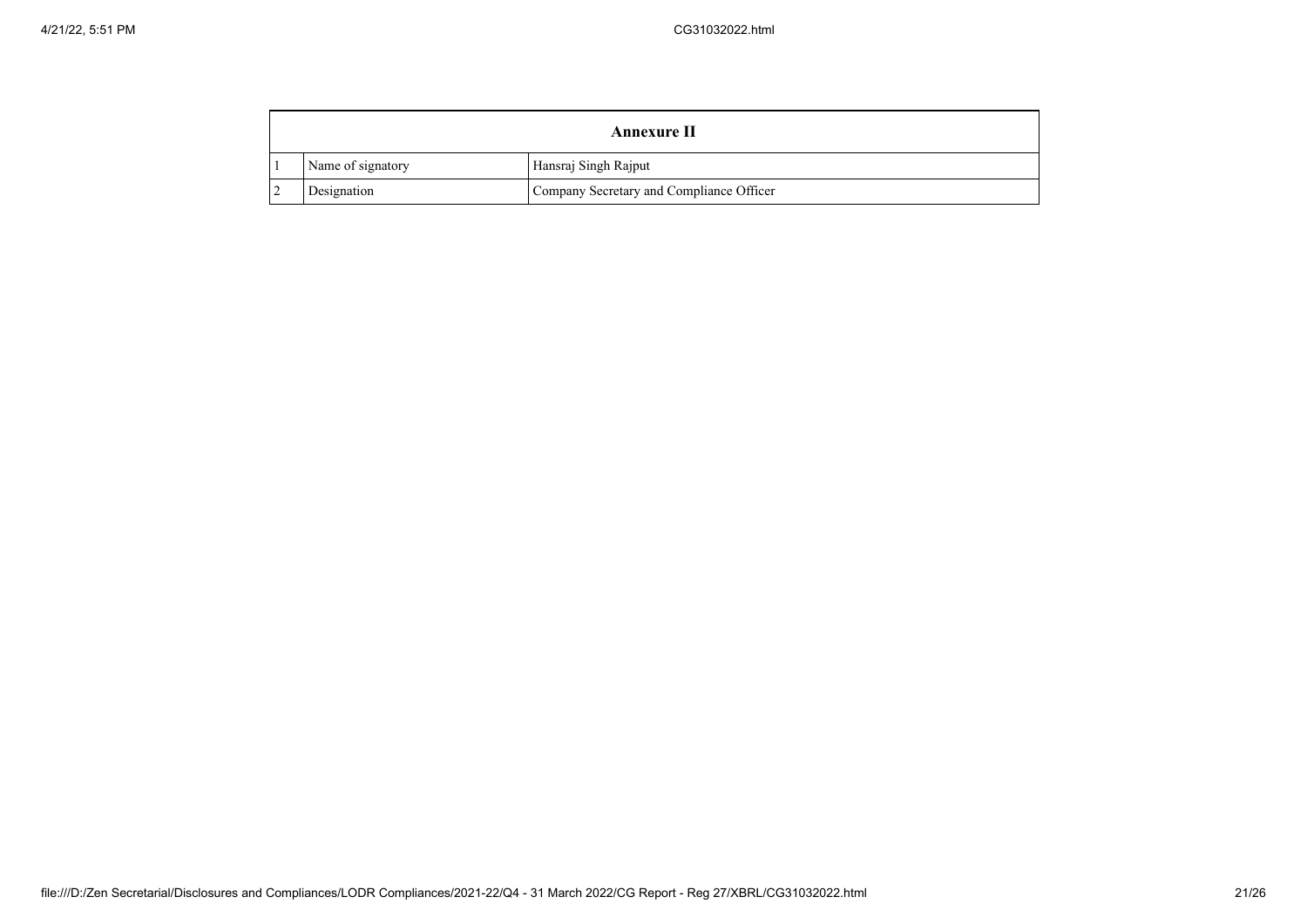| Annexure II | | |
|---|---|---|
| 1 | Name of signatory | Hansraj Singh Rajput |
| 2 | Designation | Company Secretary and Compliance Officer |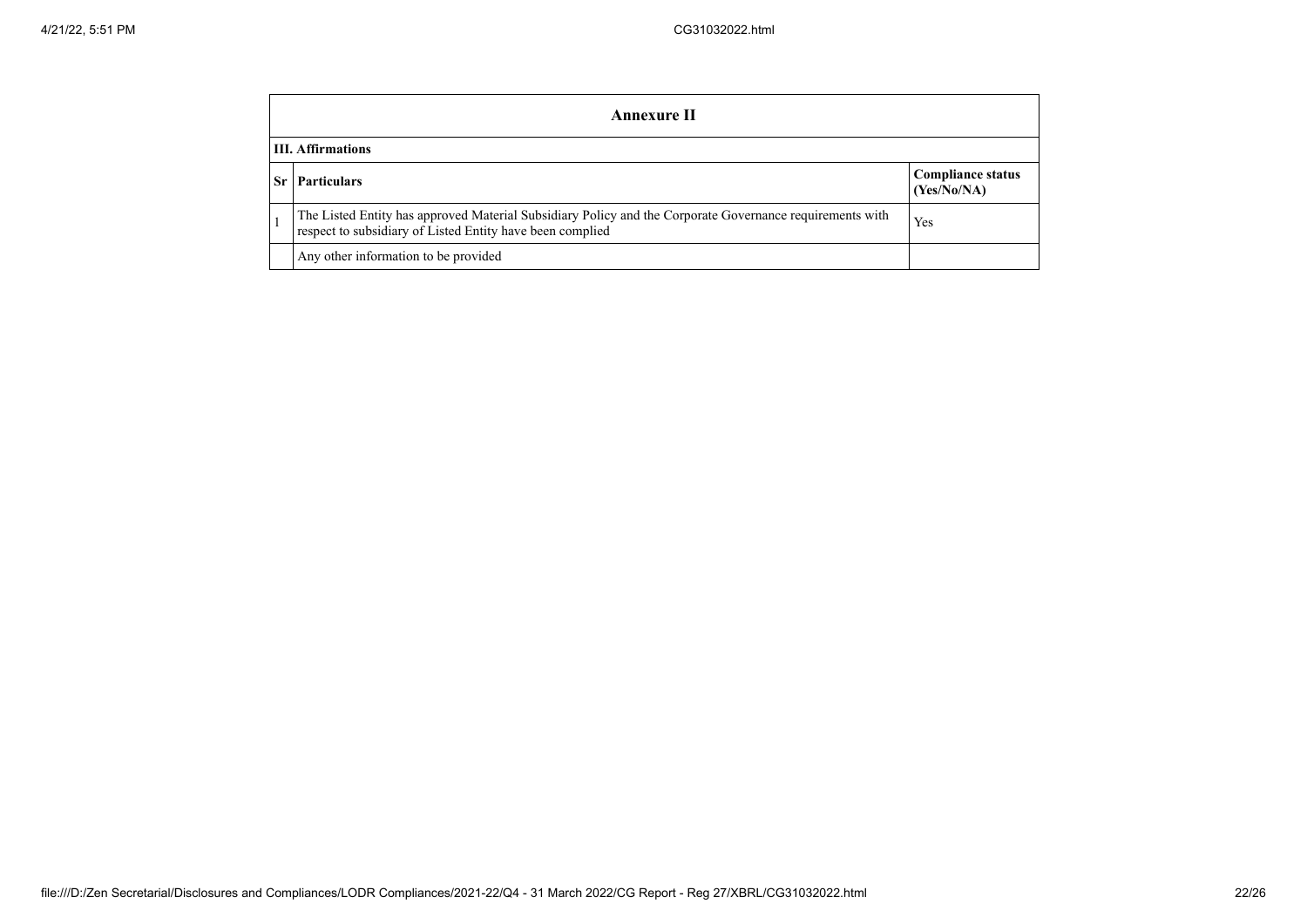## Annexure II

### III. Affirmations

| Sr | Particulars | Compliance status (Yes/No/NA) |
|---|---|---|
| 1 | The Listed Entity has approved Material Subsidiary Policy and the Corporate Governance requirements with respect to subsidiary of Listed Entity have been complied | Yes |
| | Any other information to be provided | |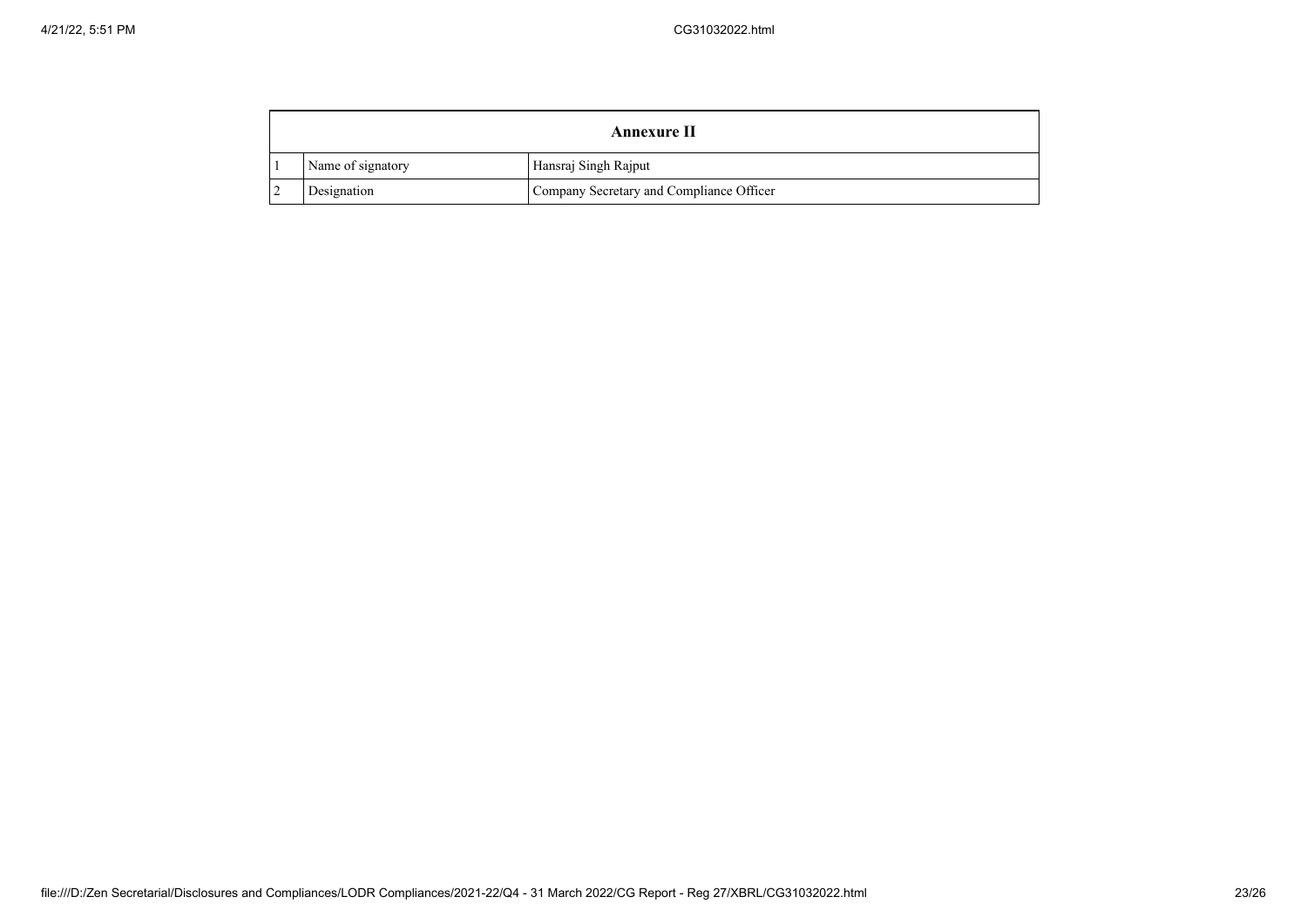| Annexure II | | |
|---|---|---|
| 1 | Name of signatory | Hansraj Singh Rajput |
| 2 | Designation | Company Secretary and Compliance Officer |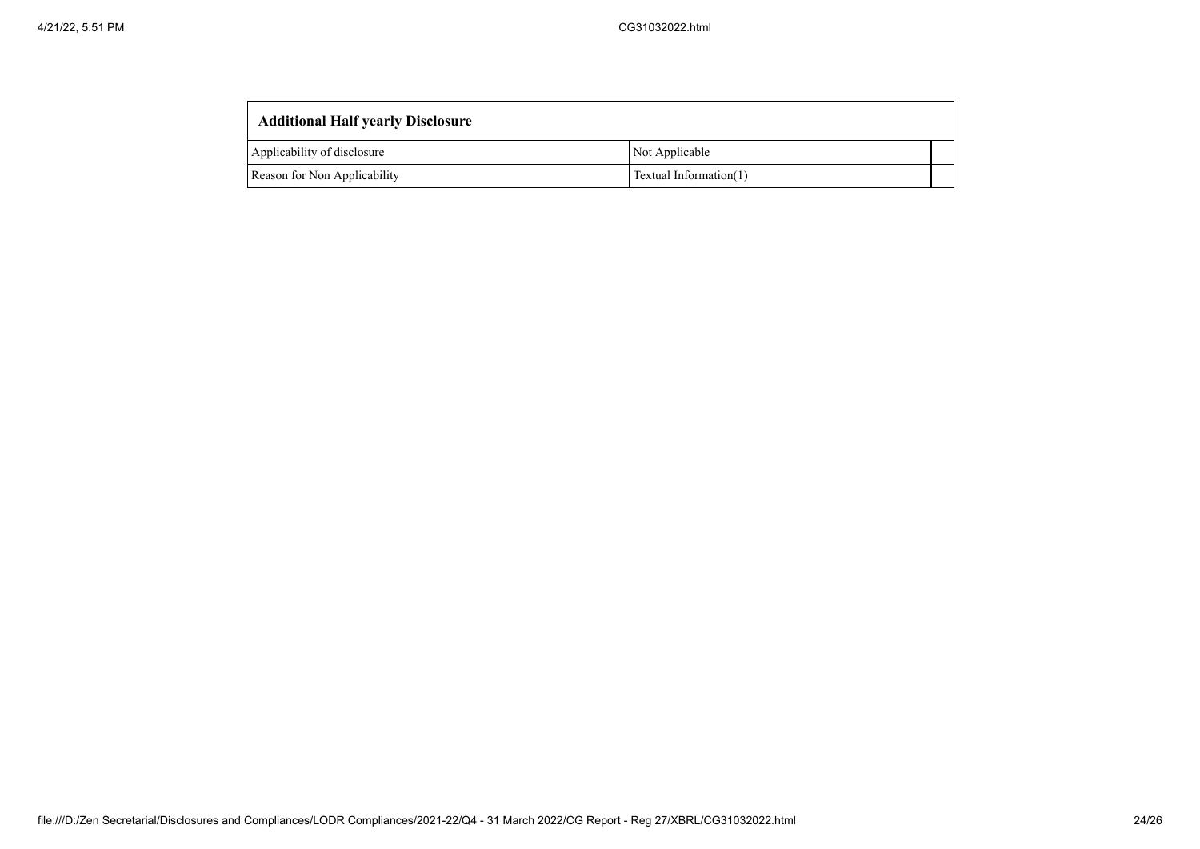| Additional Half yearly Disclosure | | |
|---|---|---|
| Applicability of disclosure | Not Applicable | |
| Reason for Non Applicability | Textual Information(1) | |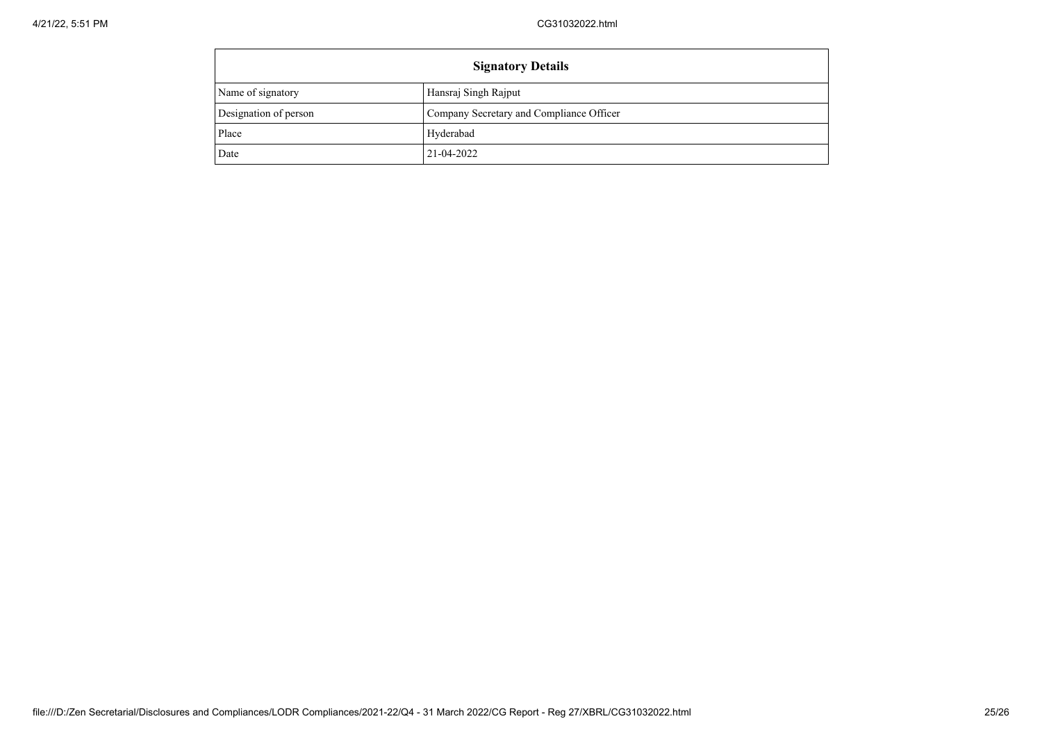| Signatory Details | |
|---|---|
| Name of signatory | Hansraj Singh Rajput |
| Designation of person | Company Secretary and Compliance Officer |
| Place | Hyderabad |
| Date | 21-04-2022 |